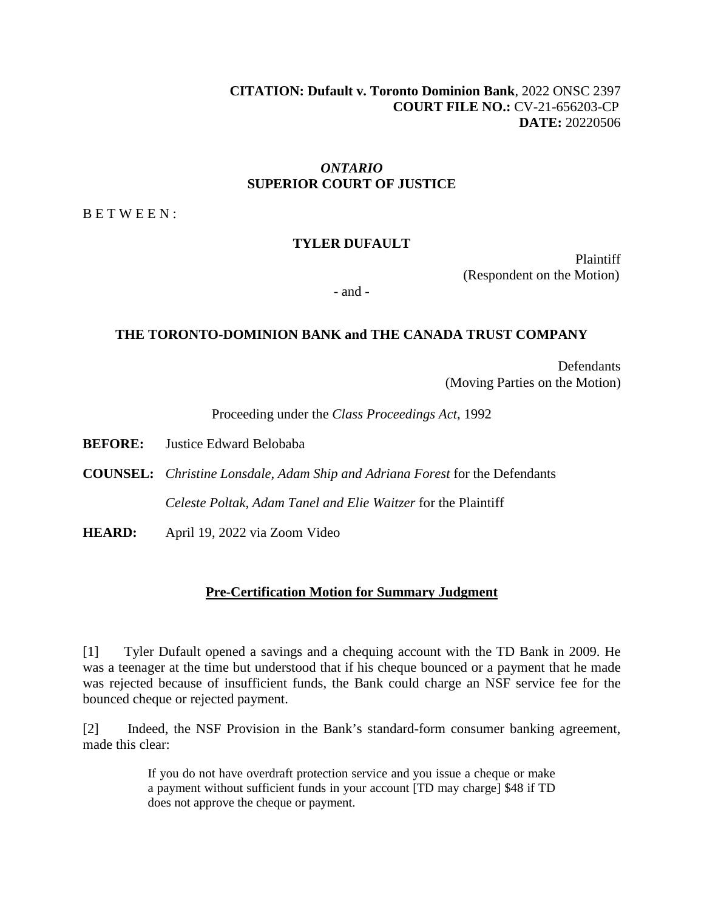**CITATION: Dufault v. Toronto Dominion Bank**, 2022 ONSC 2397
**COURT FILE NO.:** CV-21-656203-CP
**DATE:** 20220506

*ONTARIO*
**SUPERIOR COURT OF JUSTICE**

B E T W E E N :

**TYLER DUFAULT**

Plaintiff
(Respondent on the Motion)

- and -

**THE TORONTO-DOMINION BANK and THE CANADA TRUST COMPANY**

Defendants
(Moving Parties on the Motion)

Proceeding under the *Class Proceedings Act*, 1992

**BEFORE:** Justice Edward Belobaba

**COUNSEL:** *Christine Lonsdale, Adam Ship and Adriana Forest* for the Defendants

*Celeste Poltak, Adam Tanel and Elie Waitzer* for the Plaintiff

**HEARD:** April 19, 2022 via Zoom Video

## Pre-Certification Motion for Summary Judgment

[1] Tyler Dufault opened a savings and a chequing account with the TD Bank in 2009. He was a teenager at the time but understood that if his cheque bounced or a payment that he made was rejected because of insufficient funds, the Bank could charge an NSF service fee for the bounced cheque or rejected payment.

[2] Indeed, the NSF Provision in the Bank's standard-form consumer banking agreement, made this clear:

> If you do not have overdraft protection service and you issue a cheque or make a payment without sufficient funds in your account [TD may charge] $48 if TD does not approve the cheque or payment.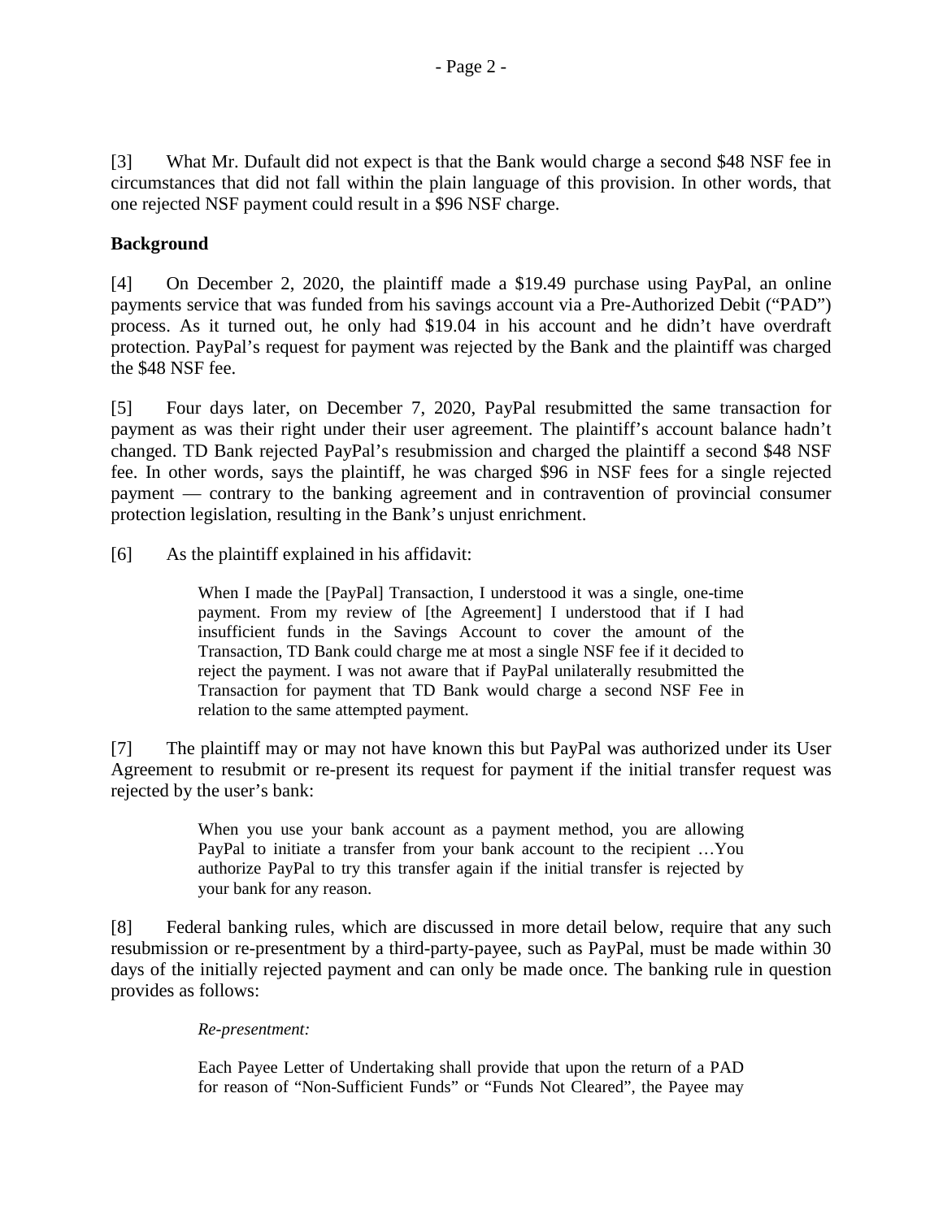[3] What Mr. Dufault did not expect is that the Bank would charge a second $48 NSF fee in circumstances that did not fall within the plain language of this provision. In other words, that one rejected NSF payment could result in a $96 NSF charge.

**Background**

[4] On December 2, 2020, the plaintiff made a $19.49 purchase using PayPal, an online payments service that was funded from his savings account via a Pre-Authorized Debit ("PAD") process. As it turned out, he only had $19.04 in his account and he didn't have overdraft protection. PayPal's request for payment was rejected by the Bank and the plaintiff was charged the $48 NSF fee.

[5] Four days later, on December 7, 2020, PayPal resubmitted the same transaction for payment as was their right under their user agreement. The plaintiff's account balance hadn't changed. TD Bank rejected PayPal's resubmission and charged the plaintiff a second $48 NSF fee. In other words, says the plaintiff, he was charged $96 in NSF fees for a single rejected payment — contrary to the banking agreement and in contravention of provincial consumer protection legislation, resulting in the Bank's unjust enrichment.

[6] As the plaintiff explained in his affidavit:

> When I made the [PayPal] Transaction, I understood it was a single, one-time payment. From my review of [the Agreement] I understood that if I had insufficient funds in the Savings Account to cover the amount of the Transaction, TD Bank could charge me at most a single NSF fee if it decided to reject the payment. I was not aware that if PayPal unilaterally resubmitted the Transaction for payment that TD Bank would charge a second NSF Fee in relation to the same attempted payment.

[7] The plaintiff may or may not have known this but PayPal was authorized under its User Agreement to resubmit or re-present its request for payment if the initial transfer request was rejected by the user's bank:

> When you use your bank account as a payment method, you are allowing PayPal to initiate a transfer from your bank account to the recipient …You authorize PayPal to try this transfer again if the initial transfer is rejected by your bank for any reason.

[8] Federal banking rules, which are discussed in more detail below, require that any such resubmission or re-presentment by a third-party-payee, such as PayPal, must be made within 30 days of the initially rejected payment and can only be made once. The banking rule in question provides as follows:

> *Re-presentment:*
>
> Each Payee Letter of Undertaking shall provide that upon the return of a PAD for reason of "Non-Sufficient Funds" or "Funds Not Cleared", the Payee may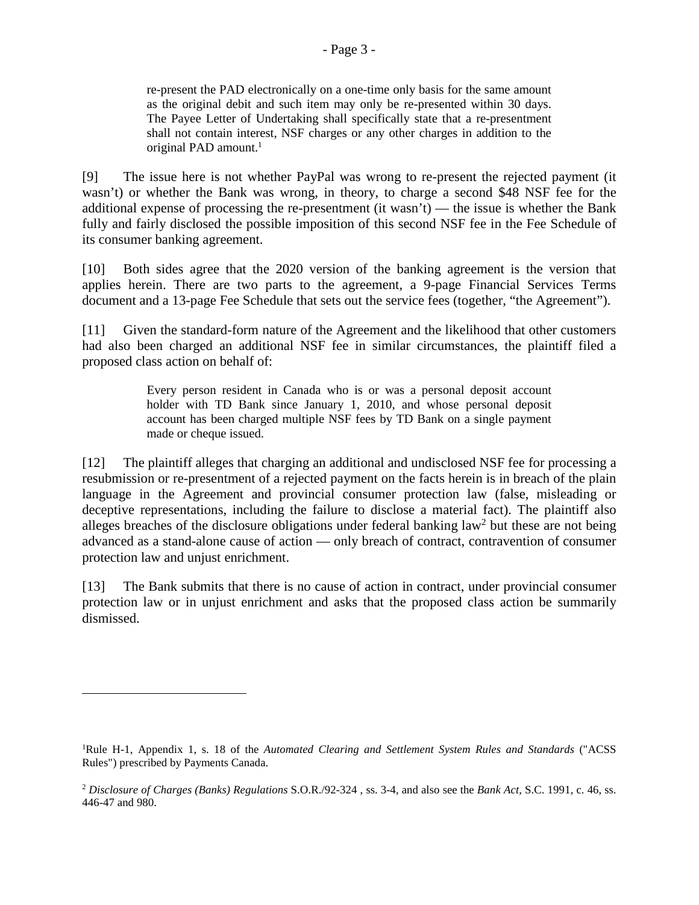> re-present the PAD electronically on a one-time only basis for the same amount as the original debit and such item may only be re-presented within 30 days. The Payee Letter of Undertaking shall specifically state that a re-presentment shall not contain interest, NSF charges or any other charges in addition to the original PAD amount.[1]

[9] The issue here is not whether PayPal was wrong to re-present the rejected payment (it wasn't) or whether the Bank was wrong, in theory, to charge a second $48 NSF fee for the additional expense of processing the re-presentment (it wasn't) — the issue is whether the Bank fully and fairly disclosed the possible imposition of this second NSF fee in the Fee Schedule of its consumer banking agreement.

[10] Both sides agree that the 2020 version of the banking agreement is the version that applies herein. There are two parts to the agreement, a 9-page Financial Services Terms document and a 13-page Fee Schedule that sets out the service fees (together, "the Agreement").

[11] Given the standard-form nature of the Agreement and the likelihood that other customers had also been charged an additional NSF fee in similar circumstances, the plaintiff filed a proposed class action on behalf of:

> Every person resident in Canada who is or was a personal deposit account holder with TD Bank since January 1, 2010, and whose personal deposit account has been charged multiple NSF fees by TD Bank on a single payment made or cheque issued.

[12] The plaintiff alleges that charging an additional and undisclosed NSF fee for processing a resubmission or re-presentment of a rejected payment on the facts herein is in breach of the plain language in the Agreement and provincial consumer protection law (false, misleading or deceptive representations, including the failure to disclose a material fact). The plaintiff also alleges breaches of the disclosure obligations under federal banking law[2] but these are not being advanced as a stand-alone cause of action — only breach of contract, contravention of consumer protection law and unjust enrichment.

[13] The Bank submits that there is no cause of action in contract, under provincial consumer protection law or in unjust enrichment and asks that the proposed class action be summarily dismissed.

---

[1] Rule H-1, Appendix 1, s. 18 of the *Automated Clearing and Settlement System Rules and Standards* ("ACSS Rules") prescribed by Payments Canada.

[2] *Disclosure of Charges (Banks) Regulations* S.O.R./92-324 , ss. 3-4, and also see the *Bank Act*, S.C. 1991, c. 46, ss. 446-47 and 980.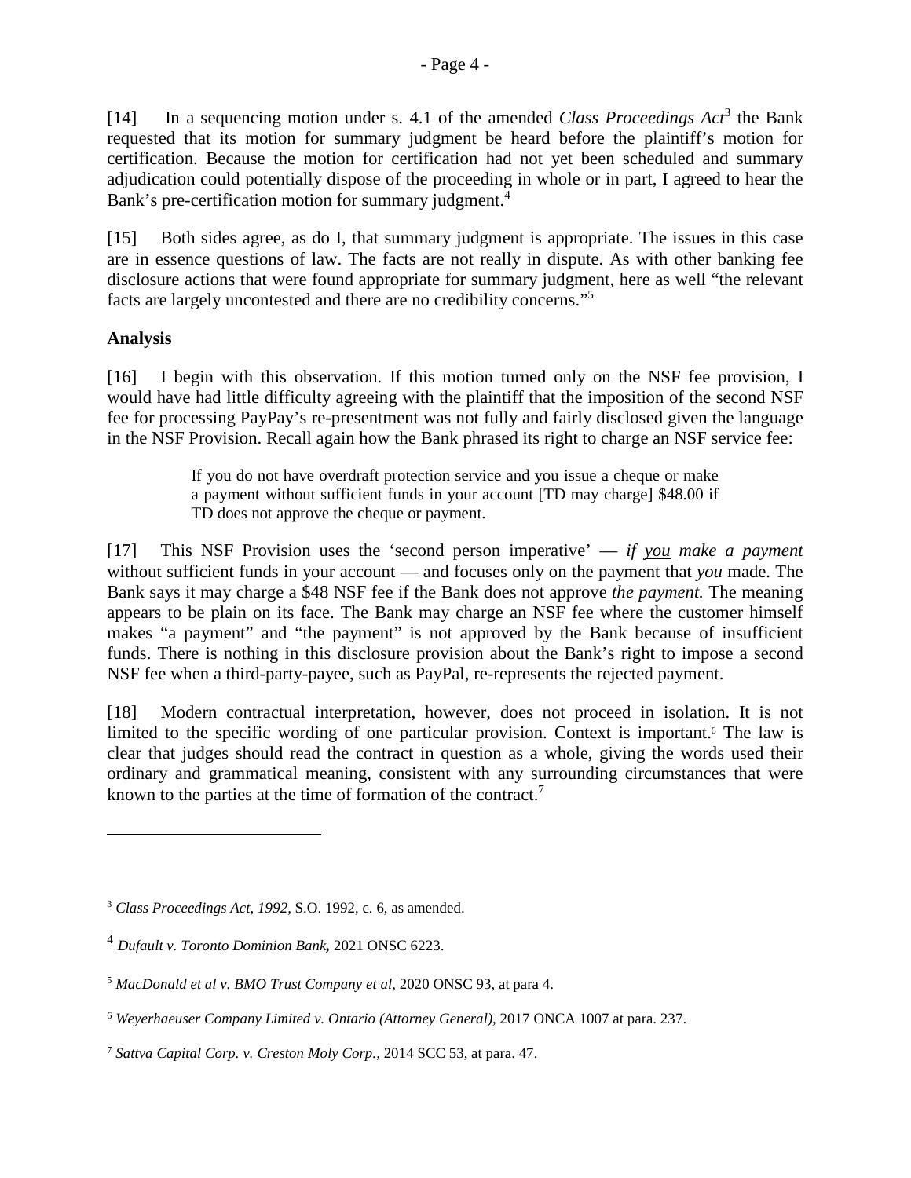[14] In a sequencing motion under s. 4.1 of the amended *Class Proceedings Act*[3] the Bank requested that its motion for summary judgment be heard before the plaintiff's motion for certification. Because the motion for certification had not yet been scheduled and summary adjudication could potentially dispose of the proceeding in whole or in part, I agreed to hear the Bank's pre-certification motion for summary judgment.[4]

[15] Both sides agree, as do I, that summary judgment is appropriate. The issues in this case are in essence questions of law. The facts are not really in dispute. As with other banking fee disclosure actions that were found appropriate for summary judgment, here as well "the relevant facts are largely uncontested and there are no credibility concerns."[5]

**Analysis**

[16] I begin with this observation. If this motion turned only on the NSF fee provision, I would have had little difficulty agreeing with the plaintiff that the imposition of the second NSF fee for processing PayPay's re-presentment was not fully and fairly disclosed given the language in the NSF Provision. Recall again how the Bank phrased its right to charge an NSF service fee:

> If you do not have overdraft protection service and you issue a cheque or make a payment without sufficient funds in your account [TD may charge] $48.00 if TD does not approve the cheque or payment.

[17] This NSF Provision uses the 'second person imperative' — *if <u>you</u> make a payment* without sufficient funds in your account — and focuses only on the payment that *you* made. The Bank says it may charge a $48 NSF fee if the Bank does not approve *the payment.* The meaning appears to be plain on its face. The Bank may charge an NSF fee where the customer himself makes "a payment" and "the payment" is not approved by the Bank because of insufficient funds. There is nothing in this disclosure provision about the Bank's right to impose a second NSF fee when a third-party-payee, such as PayPal, re-represents the rejected payment.

[18] Modern contractual interpretation, however, does not proceed in isolation. It is not limited to the specific wording of one particular provision. Context is important.[6] The law is clear that judges should read the contract in question as a whole, giving the words used their ordinary and grammatical meaning, consistent with any surrounding circumstances that were known to the parties at the time of formation of the contract.[7]

---

[3] *Class Proceedings Act, 1992*, S.O. 1992, c. 6, as amended.

[4] *Dufault v. Toronto Dominion Bank,* 2021 ONSC 6223.

[5] *MacDonald et al v. BMO Trust Company et al*, 2020 ONSC 93, at para 4.

[6] *Weyerhaeuser Company Limited v. Ontario (Attorney General)*, 2017 ONCA 1007 at para. 237.

[7] *Sattva Capital Corp. v. Creston Moly Corp.,* 2014 SCC 53, at para. 47.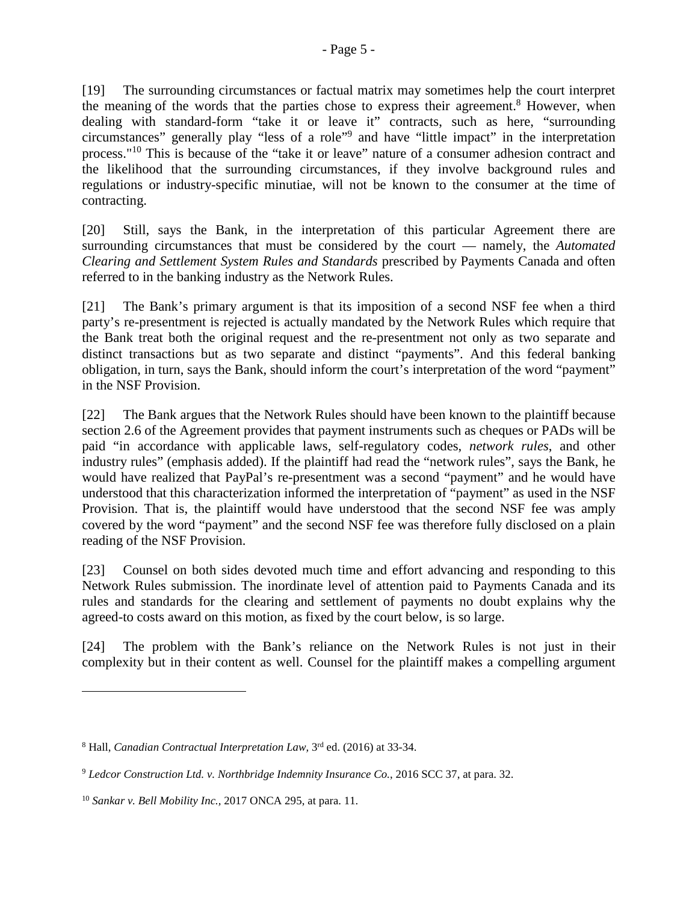[19] The surrounding circumstances or factual matrix may sometimes help the court interpret the meaning of the words that the parties chose to express their agreement.[8] However, when dealing with standard-form "take it or leave it" contracts, such as here, "surrounding circumstances" generally play "less of a role"[9] and have "little impact" in the interpretation process."[10] This is because of the "take it or leave" nature of a consumer adhesion contract and the likelihood that the surrounding circumstances, if they involve background rules and regulations or industry-specific minutiae, will not be known to the consumer at the time of contracting.

[20] Still, says the Bank, in the interpretation of this particular Agreement there are surrounding circumstances that must be considered by the court — namely, the *Automated Clearing and Settlement System Rules and Standards* prescribed by Payments Canada and often referred to in the banking industry as the Network Rules.

[21] The Bank's primary argument is that its imposition of a second NSF fee when a third party's re-presentment is rejected is actually mandated by the Network Rules which require that the Bank treat both the original request and the re-presentment not only as two separate and distinct transactions but as two separate and distinct "payments". And this federal banking obligation, in turn, says the Bank, should inform the court's interpretation of the word "payment" in the NSF Provision.

[22] The Bank argues that the Network Rules should have been known to the plaintiff because section 2.6 of the Agreement provides that payment instruments such as cheques or PADs will be paid "in accordance with applicable laws, self-regulatory codes, *network rules*, and other industry rules" (emphasis added). If the plaintiff had read the "network rules", says the Bank, he would have realized that PayPal's re-presentment was a second "payment" and he would have understood that this characterization informed the interpretation of "payment" as used in the NSF Provision. That is, the plaintiff would have understood that the second NSF fee was amply covered by the word "payment" and the second NSF fee was therefore fully disclosed on a plain reading of the NSF Provision.

[23] Counsel on both sides devoted much time and effort advancing and responding to this Network Rules submission. The inordinate level of attention paid to Payments Canada and its rules and standards for the clearing and settlement of payments no doubt explains why the agreed-to costs award on this motion, as fixed by the court below, is so large.

[24] The problem with the Bank's reliance on the Network Rules is not just in their complexity but in their content as well. Counsel for the plaintiff makes a compelling argument

---

[8] Hall, *Canadian Contractual Interpretation Law,* 3rd ed. (2016) at 33-34.

[9] *Ledcor Construction Ltd. v. Northbridge Indemnity Insurance Co.*, 2016 SCC 37, at para. 32.

[10] *Sankar v. Bell Mobility Inc.*, 2017 ONCA 295, at para. 11.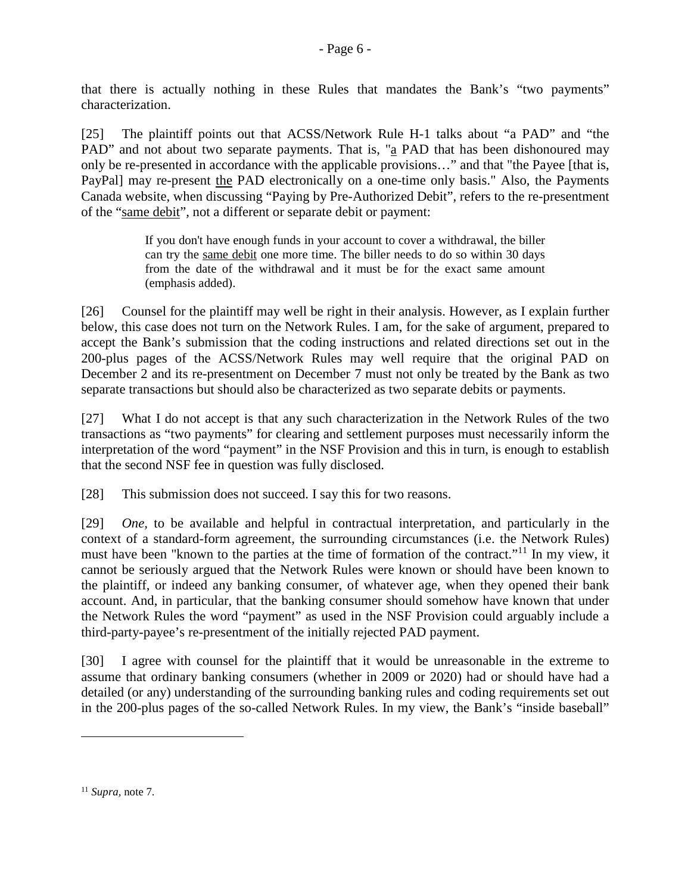that there is actually nothing in these Rules that mandates the Bank's "two payments" characterization.

[25] The plaintiff points out that ACSS/Network Rule H-1 talks about "a PAD" and "the PAD" and not about two separate payments. That is, "<u>a</u> PAD that has been dishonoured may only be re-presented in accordance with the applicable provisions…" and that "the Payee [that is, PayPal] may re-present <u>the</u> PAD electronically on a one-time only basis." Also, the Payments Canada website, when discussing "Paying by Pre-Authorized Debit", refers to the re-presentment of the "<u>same debit</u>", not a different or separate debit or payment:

> If you don't have enough funds in your account to cover a withdrawal, the biller can try the <u>same debit</u> one more time. The biller needs to do so within 30 days from the date of the withdrawal and it must be for the exact same amount (emphasis added).

[26] Counsel for the plaintiff may well be right in their analysis. However, as I explain further below, this case does not turn on the Network Rules. I am, for the sake of argument, prepared to accept the Bank's submission that the coding instructions and related directions set out in the 200-plus pages of the ACSS/Network Rules may well require that the original PAD on December 2 and its re-presentment on December 7 must not only be treated by the Bank as two separate transactions but should also be characterized as two separate debits or payments.

[27] What I do not accept is that any such characterization in the Network Rules of the two transactions as "two payments" for clearing and settlement purposes must necessarily inform the interpretation of the word "payment" in the NSF Provision and this in turn, is enough to establish that the second NSF fee in question was fully disclosed.

[28] This submission does not succeed. I say this for two reasons.

[29] *One,* to be available and helpful in contractual interpretation, and particularly in the context of a standard-form agreement, the surrounding circumstances (i.e. the Network Rules) must have been "known to the parties at the time of formation of the contract."[11] In my view, it cannot be seriously argued that the Network Rules were known or should have been known to the plaintiff, or indeed any banking consumer, of whatever age, when they opened their bank account. And, in particular, that the banking consumer should somehow have known that under the Network Rules the word "payment" as used in the NSF Provision could arguably include a third-party-payee's re-presentment of the initially rejected PAD payment.

[30] I agree with counsel for the plaintiff that it would be unreasonable in the extreme to assume that ordinary banking consumers (whether in 2009 or 2020) had or should have had a detailed (or any) understanding of the surrounding banking rules and coding requirements set out in the 200-plus pages of the so-called Network Rules. In my view, the Bank's "inside baseball"

---

[11] *Supra,* note 7.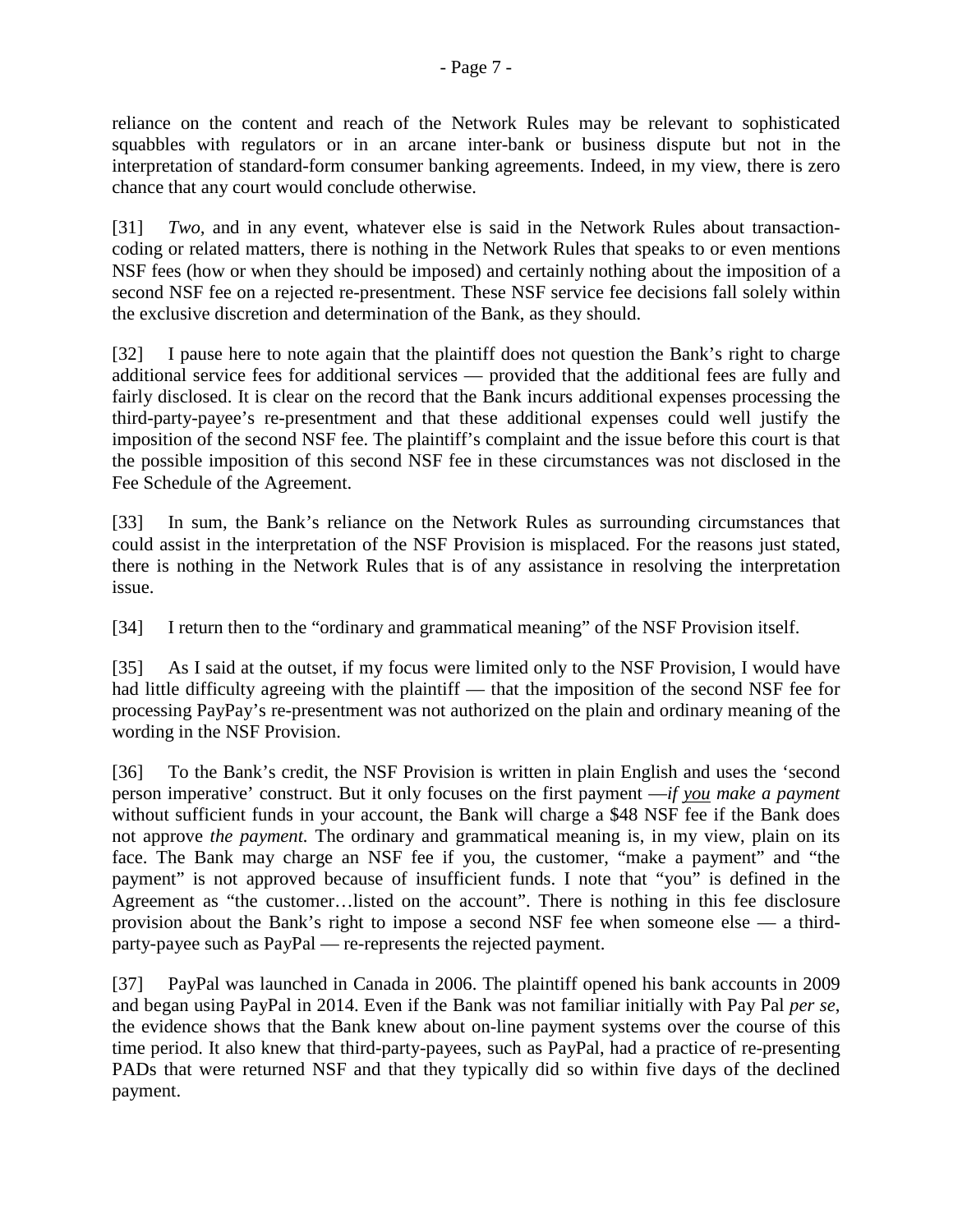reliance on the content and reach of the Network Rules may be relevant to sophisticated squabbles with regulators or in an arcane inter-bank or business dispute but not in the interpretation of standard-form consumer banking agreements. Indeed, in my view, there is zero chance that any court would conclude otherwise.

[31] *Two*, and in any event, whatever else is said in the Network Rules about transaction-coding or related matters, there is nothing in the Network Rules that speaks to or even mentions NSF fees (how or when they should be imposed) and certainly nothing about the imposition of a second NSF fee on a rejected re-presentment. These NSF service fee decisions fall solely within the exclusive discretion and determination of the Bank, as they should.

[32] I pause here to note again that the plaintiff does not question the Bank's right to charge additional service fees for additional services — provided that the additional fees are fully and fairly disclosed. It is clear on the record that the Bank incurs additional expenses processing the third-party-payee's re-presentment and that these additional expenses could well justify the imposition of the second NSF fee. The plaintiff's complaint and the issue before this court is that the possible imposition of this second NSF fee in these circumstances was not disclosed in the Fee Schedule of the Agreement.

[33] In sum, the Bank's reliance on the Network Rules as surrounding circumstances that could assist in the interpretation of the NSF Provision is misplaced. For the reasons just stated, there is nothing in the Network Rules that is of any assistance in resolving the interpretation issue.

[34] I return then to the "ordinary and grammatical meaning" of the NSF Provision itself.

[35] As I said at the outset, if my focus were limited only to the NSF Provision, I would have had little difficulty agreeing with the plaintiff — that the imposition of the second NSF fee for processing PayPay's re-presentment was not authorized on the plain and ordinary meaning of the wording in the NSF Provision.

[36] To the Bank's credit, the NSF Provision is written in plain English and uses the 'second person imperative' construct. But it only focuses on the first payment —*if <u>you</u> make a payment* without sufficient funds in your account, the Bank will charge a $48 NSF fee if the Bank does not approve *the payment.* The ordinary and grammatical meaning is, in my view, plain on its face. The Bank may charge an NSF fee if you, the customer, "make a payment" and "the payment" is not approved because of insufficient funds. I note that "you" is defined in the Agreement as "the customer…listed on the account". There is nothing in this fee disclosure provision about the Bank's right to impose a second NSF fee when someone else — a third-party-payee such as PayPal — re-represents the rejected payment.

[37] PayPal was launched in Canada in 2006. The plaintiff opened his bank accounts in 2009 and began using PayPal in 2014. Even if the Bank was not familiar initially with Pay Pal *per se*, the evidence shows that the Bank knew about on-line payment systems over the course of this time period. It also knew that third-party-payees, such as PayPal, had a practice of re-presenting PADs that were returned NSF and that they typically did so within five days of the declined payment.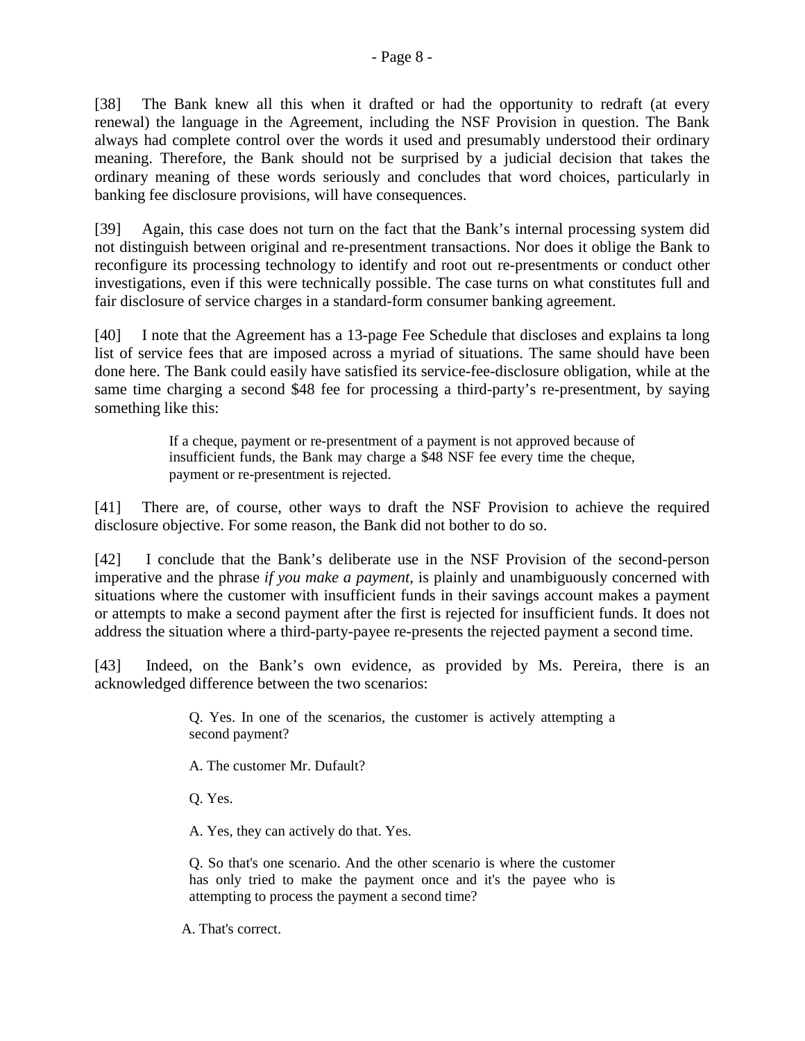[38] The Bank knew all this when it drafted or had the opportunity to redraft (at every renewal) the language in the Agreement, including the NSF Provision in question. The Bank always had complete control over the words it used and presumably understood their ordinary meaning. Therefore, the Bank should not be surprised by a judicial decision that takes the ordinary meaning of these words seriously and concludes that word choices, particularly in banking fee disclosure provisions, will have consequences.

[39] Again, this case does not turn on the fact that the Bank's internal processing system did not distinguish between original and re-presentment transactions. Nor does it oblige the Bank to reconfigure its processing technology to identify and root out re-presentments or conduct other investigations, even if this were technically possible. The case turns on what constitutes full and fair disclosure of service charges in a standard-form consumer banking agreement.

[40] I note that the Agreement has a 13-page Fee Schedule that discloses and explains ta long list of service fees that are imposed across a myriad of situations. The same should have been done here. The Bank could easily have satisfied its service-fee-disclosure obligation, while at the same time charging a second $48 fee for processing a third-party's re-presentment, by saying something like this:

> If a cheque, payment or re-presentment of a payment is not approved because of insufficient funds, the Bank may charge a $48 NSF fee every time the cheque, payment or re-presentment is rejected.

[41] There are, of course, other ways to draft the NSF Provision to achieve the required disclosure objective. For some reason, the Bank did not bother to do so.

[42] I conclude that the Bank's deliberate use in the NSF Provision of the second-person imperative and the phrase *if you make a payment*, is plainly and unambiguously concerned with situations where the customer with insufficient funds in their savings account makes a payment or attempts to make a second payment after the first is rejected for insufficient funds. It does not address the situation where a third-party-payee re-presents the rejected payment a second time.

[43] Indeed, on the Bank's own evidence, as provided by Ms. Pereira, there is an acknowledged difference between the two scenarios:

> Q. Yes. In one of the scenarios, the customer is actively attempting a second payment?
>
> A. The customer Mr. Dufault?
>
> Q. Yes.
>
> A. Yes, they can actively do that. Yes.
>
> Q. So that's one scenario. And the other scenario is where the customer has only tried to make the payment once and it's the payee who is attempting to process the payment a second time?
>
> A. That's correct.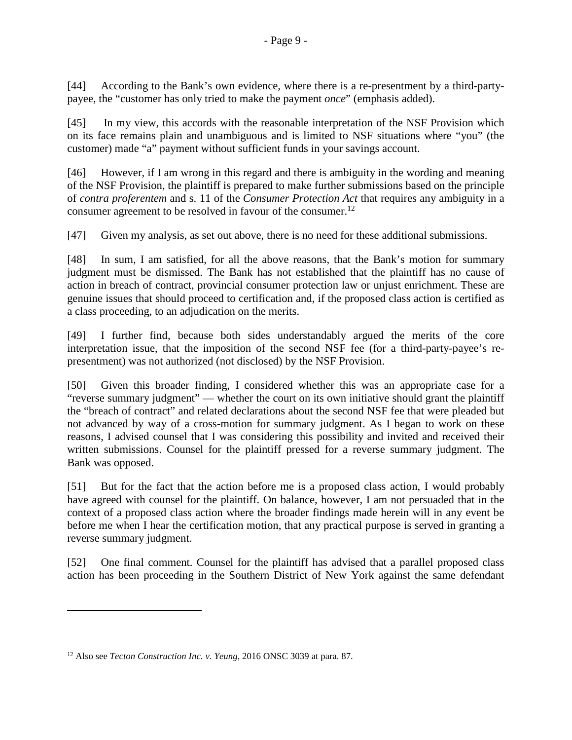[44] According to the Bank's own evidence, where there is a re-presentment by a third-party-payee, the "customer has only tried to make the payment *once*" (emphasis added).

[45] In my view, this accords with the reasonable interpretation of the NSF Provision which on its face remains plain and unambiguous and is limited to NSF situations where "you" (the customer) made "a" payment without sufficient funds in your savings account.

[46] However, if I am wrong in this regard and there is ambiguity in the wording and meaning of the NSF Provision, the plaintiff is prepared to make further submissions based on the principle of *contra proferentem* and s. 11 of the *Consumer Protection Act* that requires any ambiguity in a consumer agreement to be resolved in favour of the consumer.[12]

[47] Given my analysis, as set out above, there is no need for these additional submissions.

[48] In sum, I am satisfied, for all the above reasons, that the Bank's motion for summary judgment must be dismissed. The Bank has not established that the plaintiff has no cause of action in breach of contract, provincial consumer protection law or unjust enrichment. These are genuine issues that should proceed to certification and, if the proposed class action is certified as a class proceeding, to an adjudication on the merits.

[49] I further find, because both sides understandably argued the merits of the core interpretation issue, that the imposition of the second NSF fee (for a third-party-payee's re-presentment) was not authorized (not disclosed) by the NSF Provision.

[50] Given this broader finding, I considered whether this was an appropriate case for a "reverse summary judgment" — whether the court on its own initiative should grant the plaintiff the "breach of contract" and related declarations about the second NSF fee that were pleaded but not advanced by way of a cross-motion for summary judgment. As I began to work on these reasons, I advised counsel that I was considering this possibility and invited and received their written submissions. Counsel for the plaintiff pressed for a reverse summary judgment. The Bank was opposed.

[51] But for the fact that the action before me is a proposed class action, I would probably have agreed with counsel for the plaintiff. On balance, however, I am not persuaded that in the context of a proposed class action where the broader findings made herein will in any event be before me when I hear the certification motion, that any practical purpose is served in granting a reverse summary judgment.

[52] One final comment. Counsel for the plaintiff has advised that a parallel proposed class action has been proceeding in the Southern District of New York against the same defendant

---

[12] Also see *Tecton Construction Inc. v. Yeung*, 2016 ONSC 3039 at para. 87.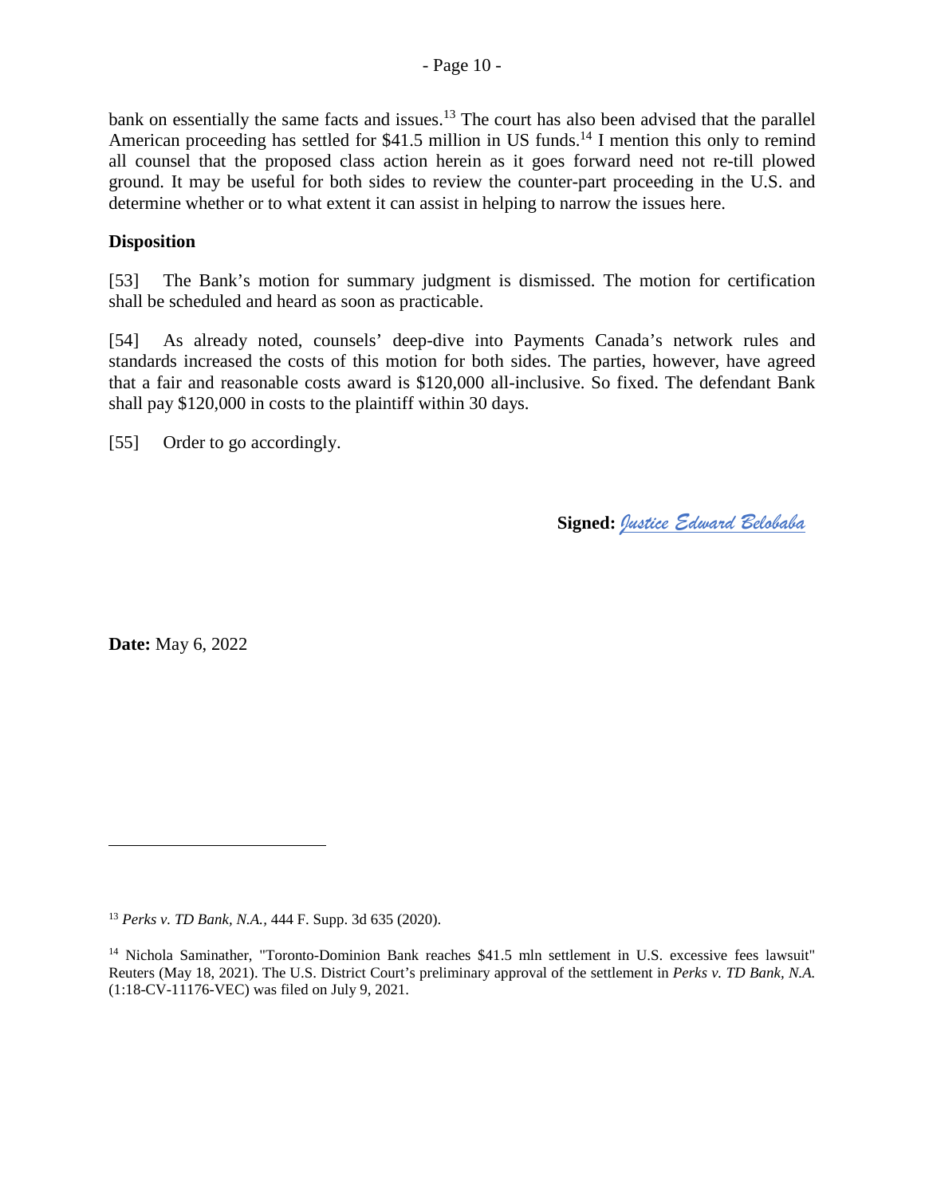bank on essentially the same facts and issues.[13] The court has also been advised that the parallel American proceeding has settled for $41.5 million in US funds.[14] I mention this only to remind all counsel that the proposed class action herein as it goes forward need not re-till plowed ground. It may be useful for both sides to review the counter-part proceeding in the U.S. and determine whether or to what extent it can assist in helping to narrow the issues here.

**Disposition**

[53] The Bank's motion for summary judgment is dismissed. The motion for certification shall be scheduled and heard as soon as practicable.

[54] As already noted, counsels' deep-dive into Payments Canada's network rules and standards increased the costs of this motion for both sides. The parties, however, have agreed that a fair and reasonable costs award is $120,000 all-inclusive. So fixed. The defendant Bank shall pay $120,000 in costs to the plaintiff within 30 days.

[55] Order to go accordingly.

**Signed:** *Justice Edward Belobaba*

**Date:** May 6, 2022

---

[13] *Perks v. TD Bank, N.A.*, 444 F. Supp. 3d 635 (2020).

[14] Nichola Saminather, "Toronto-Dominion Bank reaches $41.5 mln settlement in U.S. excessive fees lawsuit" Reuters (May 18, 2021). The U.S. District Court's preliminary approval of the settlement in *Perks v. TD Bank, N.A.* (1:18-CV-11176-VEC) was filed on July 9, 2021.